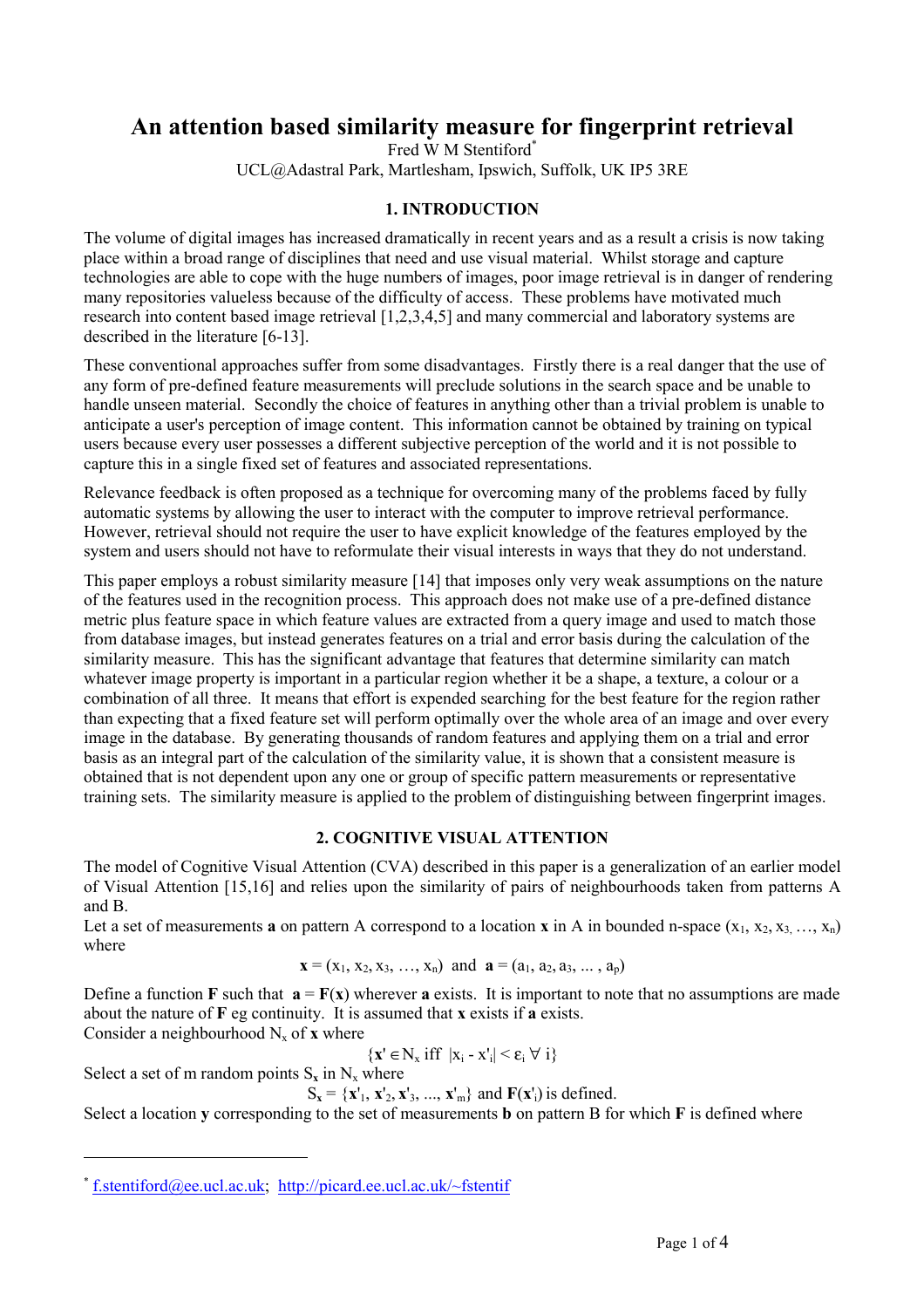# An attention based similarity measure for fingerprint retrieval

Fred W M Stentiford[*]

UCL@Adastral Park, Martlesham, Ipswich, Suffolk, UK IP5 3RE

## 1. INTRODUCTION

The volume of digital images has increased dramatically in recent years and as a result a crisis is now taking place within a broad range of disciplines that need and use visual material. Whilst storage and capture technologies are able to cope with the huge numbers of images, poor image retrieval is in danger of rendering many repositories valueless because of the difficulty of access. These problems have motivated much research into content based image retrieval [1,2,3,4,5] and many commercial and laboratory systems are described in the literature [6-13].

These conventional approaches suffer from some disadvantages. Firstly there is a real danger that the use of any form of pre-defined feature measurements will preclude solutions in the search space and be unable to handle unseen material. Secondly the choice of features in anything other than a trivial problem is unable to anticipate a user's perception of image content. This information cannot be obtained by training on typical users because every user possesses a different subjective perception of the world and it is not possible to capture this in a single fixed set of features and associated representations.

Relevance feedback is often proposed as a technique for overcoming many of the problems faced by fully automatic systems by allowing the user to interact with the computer to improve retrieval performance. However, retrieval should not require the user to have explicit knowledge of the features employed by the system and users should not have to reformulate their visual interests in ways that they do not understand.

This paper employs a robust similarity measure [14] that imposes only very weak assumptions on the nature of the features used in the recognition process. This approach does not make use of a pre-defined distance metric plus feature space in which feature values are extracted from a query image and used to match those from database images, but instead generates features on a trial and error basis during the calculation of the similarity measure. This has the significant advantage that features that determine similarity can match whatever image property is important in a particular region whether it be a shape, a texture, a colour or a combination of all three. It means that effort is expended searching for the best feature for the region rather than expecting that a fixed feature set will perform optimally over the whole area of an image and over every image in the database. By generating thousands of random features and applying them on a trial and error basis as an integral part of the calculation of the similarity value, it is shown that a consistent measure is obtained that is not dependent upon any one or group of specific pattern measurements or representative training sets. The similarity measure is applied to the problem of distinguishing between fingerprint images.

## 2. COGNITIVE VISUAL ATTENTION

The model of Cognitive Visual Attention (CVA) described in this paper is a generalization of an earlier model of Visual Attention [15,16] and relies upon the similarity of pairs of neighbourhoods taken from patterns A and B.

Let a set of measurements **a** on pattern A correspond to a location **x** in A in bounded n-space $(x_1, x_2, x_3, \ldots, x_n)$ where

$$\mathbf{x} = (x_1, x_2, x_3, \ldots, x_n) \text{ and } \mathbf{a} = (a_1, a_2, a_3, \ldots, a_p)$$

Define a function **F** such that $\mathbf{a} = \mathbf{F}(\mathbf{x})$ wherever **a** exists. It is important to note that no assumptions are made about the nature of **F** eg continuity. It is assumed that **x** exists if **a** exists.

Consider a neighbourhood $N_x$ of **x** where

$$\{\mathbf{x}' \in N_x \text{ iff } |x_i - x'_i| < \varepsilon_i \ \forall \ i\}$$

Select a set of m random points $S_x$ in $N_x$ where

$$S_\mathbf{x} = \{\mathbf{x}'_1, \mathbf{x}'_2, \mathbf{x}'_3, \ldots, \mathbf{x}'_m\} \text{ and } \mathbf{F}(\mathbf{x}'_i) \text{ is defined.}$$

Select a location **y** corresponding to the set of measurements **b** on pattern B for which **F** is defined where

---

[*] f.stentiford@ee.ucl.ac.uk; http://picard.ee.ucl.ac.uk/~fstentif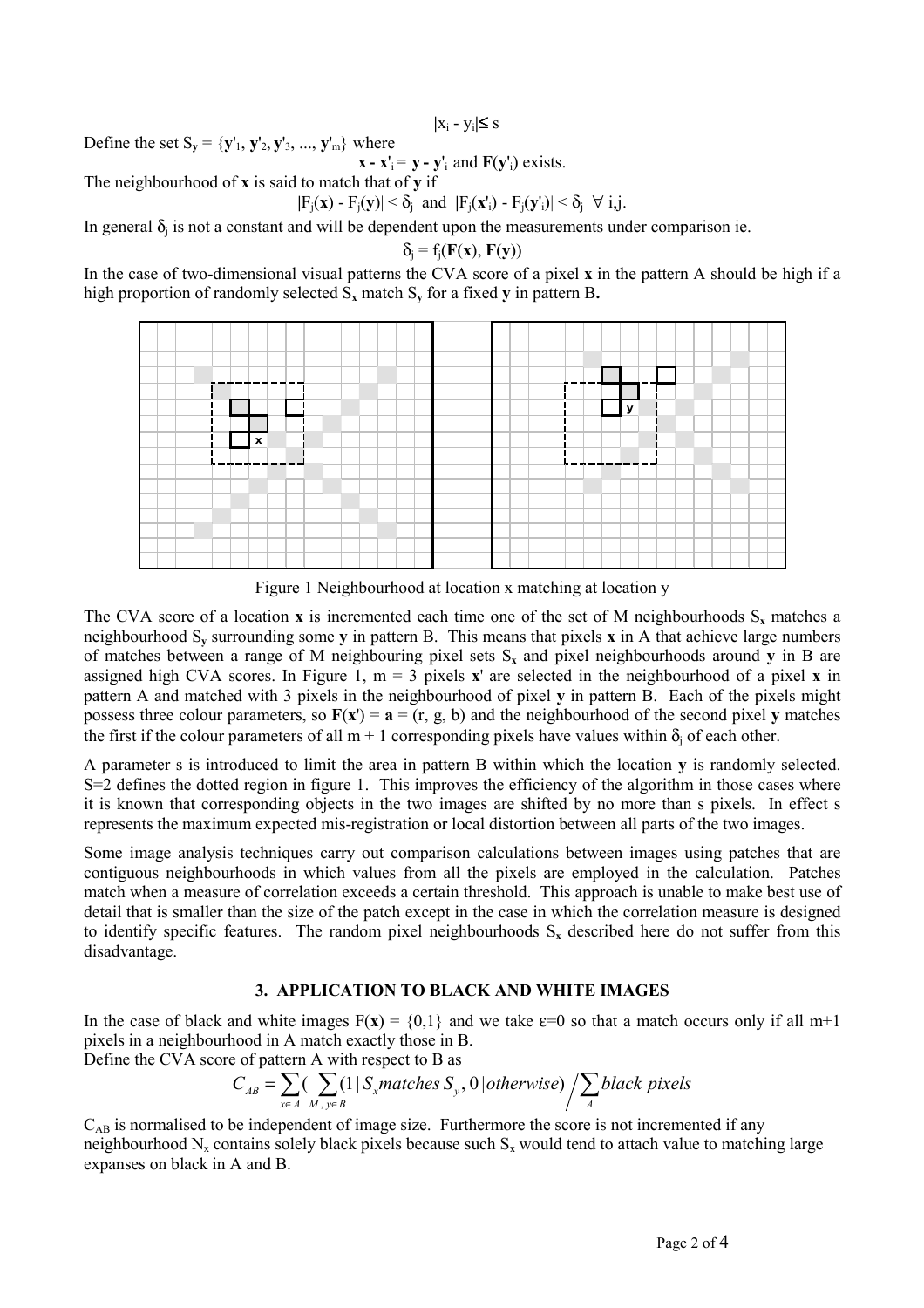$$|x_i - y_i| \leq s$$

Define the set $S_y = \{\mathbf{y}'_1, \mathbf{y}'_2, \mathbf{y}'_3, ..., \mathbf{y}'_m\}$ where

$$\mathbf{x} - \mathbf{x}'_i = \mathbf{y} - \mathbf{y}'_i \text{ and } \mathbf{F}(\mathbf{y}'_i) \text{ exists.}$$

The neighbourhood of **x** is said to match that of **y** if

$$|F_j(\mathbf{x}) - F_j(\mathbf{y})| < \delta_j \text{ and } |F_j(\mathbf{x}'_i) - F_j(\mathbf{y}'_i)| < \delta_j \quad \forall \text{ i,j.}$$

In general $\delta_j$ is not a constant and will be dependent upon the measurements under comparison ie.

$$\delta_j = f_j(\mathbf{F}(\mathbf{x}), \mathbf{F}(\mathbf{y}))$$

In the case of two-dimensional visual patterns the CVA score of a pixel **x** in the pattern A should be high if a high proportion of randomly selected $S_\mathbf{x}$ match $S_\mathbf{y}$ for a fixed **y** in pattern B**.**

Figure 1 Neighbourhood at location x matching at location y

The CVA score of a location **x** is incremented each time one of the set of M neighbourhoods $S_\mathbf{x}$ matches a neighbourhood $S_\mathbf{y}$ surrounding some **y** in pattern B. This means that pixels **x** in A that achieve large numbers of matches between a range of M neighbouring pixel sets $S_\mathbf{x}$ and pixel neighbourhoods around **y** in B are assigned high CVA scores. In Figure 1, m = 3 pixels **x**' are selected in the neighbourhood of a pixel **x** in pattern A and matched with 3 pixels in the neighbourhood of pixel **y** in pattern B. Each of the pixels might possess three colour parameters, so $\mathbf{F}(\mathbf{x}') = \mathbf{a} = (r, g, b)$ and the neighbourhood of the second pixel **y** matches the first if the colour parameters of all m + 1 corresponding pixels have values within $\delta_j$ of each other.

A parameter s is introduced to limit the area in pattern B within which the location **y** is randomly selected. S=2 defines the dotted region in figure 1. This improves the efficiency of the algorithm in those cases where it is known that corresponding objects in the two images are shifted by no more than s pixels. In effect s represents the maximum expected mis-registration or local distortion between all parts of the two images.

Some image analysis techniques carry out comparison calculations between images using patches that are contiguous neighbourhoods in which values from all the pixels are employed in the calculation. Patches match when a measure of correlation exceeds a certain threshold. This approach is unable to make best use of detail that is smaller than the size of the patch except in the case in which the correlation measure is designed to identify specific features. The random pixel neighbourhoods $S_\mathbf{x}$ described here do not suffer from this disadvantage.

## 3. APPLICATION TO BLACK AND WHITE IMAGES

In the case of black and white images $F(\mathbf{x}) = \{0,1\}$ and we take $\varepsilon$=0 so that a match occurs only if all m+1 pixels in a neighbourhood in A match exactly those in B.

Define the CVA score of pattern A with respect to B as

$$C_{AB} = \sum_{x \in A} \Big( \sum_{M,\, y \in B} (1 \,|\, S_x \textit{matches}\, S_y,\, 0 \,|\, \textit{otherwise}) \Big/ \sum_{A} \textit{black pixels}$$

$C_{AB}$ is normalised to be independent of image size. Furthermore the score is not incremented if any neighbourhood $N_x$ contains solely black pixels because such $S_\mathbf{x}$ would tend to attach value to matching large expanses on black in A and B.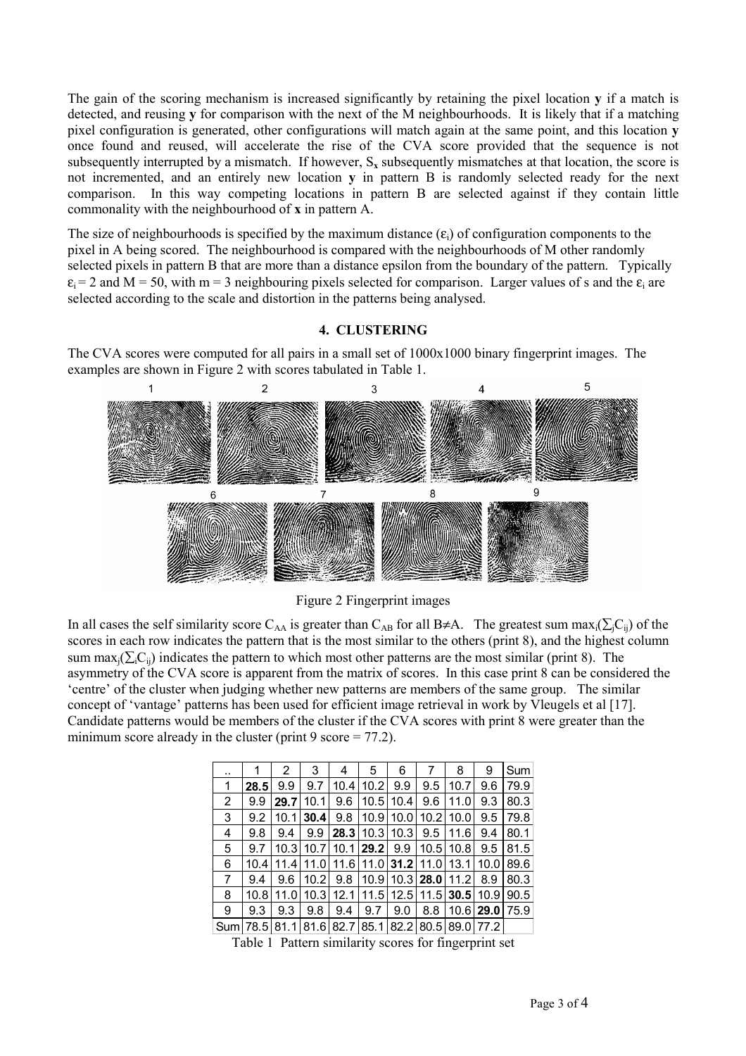The gain of the scoring mechanism is increased significantly by retaining the pixel location **y** if a match is detected, and reusing **y** for comparison with the next of the M neighbourhoods. It is likely that if a matching pixel configuration is generated, other configurations will match again at the same point, and this location **y** once found and reused, will accelerate the rise of the CVA score provided that the sequence is not subsequently interrupted by a mismatch. If however, $S_\mathbf{x}$ subsequently mismatches at that location, the score is not incremented, and an entirely new location **y** in pattern B is randomly selected ready for the next comparison. In this way competing locations in pattern B are selected against if they contain little commonality with the neighbourhood of **x** in pattern A.

The size of neighbourhoods is specified by the maximum distance ($\varepsilon_i$) of configuration components to the pixel in A being scored. The neighbourhood is compared with the neighbourhoods of M other randomly selected pixels in pattern B that are more than a distance epsilon from the boundary of the pattern. Typically $\varepsilon_i = 2$ and M = 50, with m = 3 neighbouring pixels selected for comparison. Larger values of s and the $\varepsilon_i$ are selected according to the scale and distortion in the patterns being analysed.

## 4. CLUSTERING

The CVA scores were computed for all pairs in a small set of 1000x1000 binary fingerprint images. The examples are shown in Figure 2 with scores tabulated in Table 1.

Figure 2 Fingerprint images

In all cases the self similarity score $C_{AA}$ is greater than $C_{AB}$ for all B≠A. The greatest sum $\max_i(\sum_j C_{ij})$ of the scores in each row indicates the pattern that is the most similar to the others (print 8), and the highest column sum $\max_j(\sum_i C_{ij})$ indicates the pattern to which most other patterns are the most similar (print 8). The asymmetry of the CVA score is apparent from the matrix of scores. In this case print 8 can be considered the 'centre' of the cluster when judging whether new patterns are members of the same group. The similar concept of 'vantage' patterns has been used for efficient image retrieval in work by Vleugels et al [17]. Candidate patterns would be members of the cluster if the CVA scores with print 8 were greater than the minimum score already in the cluster (print 9 score = 77.2).

| .. | 1 | 2 | 3 | 4 | 5 | 6 | 7 | 8 | 9 | Sum |
|---|---|---|---|---|---|---|---|---|---|---|
| 1 | **28.5** | 9.9 | 9.7 | 10.4 | 10.2 | 9.9 | 9.5 | 10.7 | 9.6 | 79.9 |
| 2 | 9.9 | **29.7** | 10.1 | 9.6 | 10.5 | 10.4 | 9.6 | 11.0 | 9.3 | 80.3 |
| 3 | 9.2 | 10.1 | **30.4** | 9.8 | 10.9 | 10.0 | 10.2 | 10.0 | 9.5 | 79.8 |
| 4 | 9.8 | 9.4 | 9.9 | **28.3** | 10.3 | 10.3 | 9.5 | 11.6 | 9.4 | 80.1 |
| 5 | 9.7 | 10.3 | 10.7 | 10.1 | **29.2** | 9.9 | 10.5 | 10.8 | 9.5 | 81.5 |
| 6 | 10.4 | 11.4 | 11.0 | 11.6 | 11.0 | **31.2** | 11.0 | 13.1 | 10.0 | 89.6 |
| 7 | 9.4 | 9.6 | 10.2 | 9.8 | 10.9 | 10.3 | **28.0** | 11.2 | 8.9 | 80.3 |
| 8 | 10.8 | 11.0 | 10.3 | 12.1 | 11.5 | 12.5 | 11.5 | **30.5** | 10.9 | 90.5 |
| 9 | 9.3 | 9.3 | 9.8 | 9.4 | 9.7 | 9.0 | 8.8 | 10.6 | **29.0** | 75.9 |
| Sum | 78.5 | 81.1 | 81.6 | 82.7 | 85.1 | 82.2 | 80.5 | 89.0 | 77.2 | |

Table 1 Pattern similarity scores for fingerprint set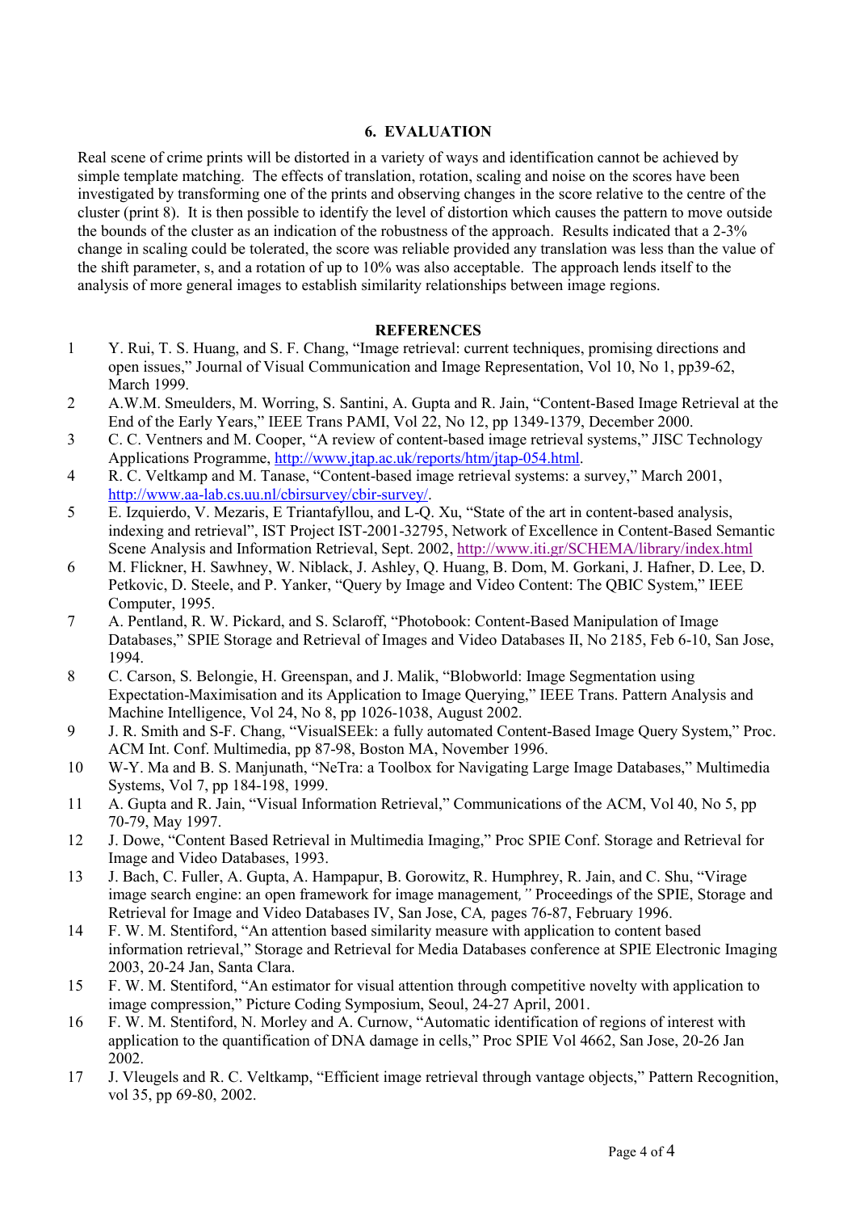## 6. EVALUATION

Real scene of crime prints will be distorted in a variety of ways and identification cannot be achieved by simple template matching. The effects of translation, rotation, scaling and noise on the scores have been investigated by transforming one of the prints and observing changes in the score relative to the centre of the cluster (print 8). It is then possible to identify the level of distortion which causes the pattern to move outside the bounds of the cluster as an indication of the robustness of the approach. Results indicated that a 2-3% change in scaling could be tolerated, the score was reliable provided any translation was less than the value of the shift parameter, s, and a rotation of up to 10% was also acceptable. The approach lends itself to the analysis of more general images to establish similarity relationships between image regions.

## REFERENCES

1. Y. Rui, T. S. Huang, and S. F. Chang, "Image retrieval: current techniques, promising directions and open issues," Journal of Visual Communication and Image Representation, Vol 10, No 1, pp39-62, March 1999.
2. A.W.M. Smeulders, M. Worring, S. Santini, A. Gupta and R. Jain, "Content-Based Image Retrieval at the End of the Early Years," IEEE Trans PAMI, Vol 22, No 12, pp 1349-1379, December 2000.
3. C. C. Ventners and M. Cooper, "A review of content-based image retrieval systems," JISC Technology Applications Programme, http://www.jtap.ac.uk/reports/htm/jtap-054.html.
4. R. C. Veltkamp and M. Tanase, "Content-based image retrieval systems: a survey," March 2001, http://www.aa-lab.cs.uu.nl/cbirsurvey/cbir-survey/.
5. E. Izquierdo, V. Mezaris, E Triantafyllou, and L-Q. Xu, "State of the art in content-based analysis, indexing and retrieval", IST Project IST-2001-32795, Network of Excellence in Content-Based Semantic Scene Analysis and Information Retrieval, Sept. 2002, http://www.iti.gr/SCHEMA/library/index.html
6. M. Flickner, H. Sawhney, W. Niblack, J. Ashley, Q. Huang, B. Dom, M. Gorkani, J. Hafner, D. Lee, D. Petkovic, D. Steele, and P. Yanker, "Query by Image and Video Content: The QBIC System," IEEE Computer, 1995.
7. A. Pentland, R. W. Pickard, and S. Sclaroff, "Photobook: Content-Based Manipulation of Image Databases," SPIE Storage and Retrieval of Images and Video Databases II, No 2185, Feb 6-10, San Jose, 1994.
8. C. Carson, S. Belongie, H. Greenspan, and J. Malik, "Blobworld: Image Segmentation using Expectation-Maximisation and its Application to Image Querying," IEEE Trans. Pattern Analysis and Machine Intelligence, Vol 24, No 8, pp 1026-1038, August 2002.
9. J. R. Smith and S-F. Chang, "VisualSEEk: a fully automated Content-Based Image Query System," Proc. ACM Int. Conf. Multimedia, pp 87-98, Boston MA, November 1996.
10. W-Y. Ma and B. S. Manjunath, "NeTra: a Toolbox for Navigating Large Image Databases," Multimedia Systems, Vol 7, pp 184-198, 1999.
11. A. Gupta and R. Jain, "Visual Information Retrieval," Communications of the ACM, Vol 40, No 5, pp 70-79, May 1997.
12. J. Dowe, "Content Based Retrieval in Multimedia Imaging," Proc SPIE Conf. Storage and Retrieval for Image and Video Databases, 1993.
13. J. Bach, C. Fuller, A. Gupta, A. Hampapur, B. Gorowitz, R. Humphrey, R. Jain, and C. Shu, "Virage image search engine: an open framework for image management*,"* Proceedings of the SPIE, Storage and Retrieval for Image and Video Databases IV, San Jose, CA*,* pages 76-87, February 1996.
14. F. W. M. Stentiford, "An attention based similarity measure with application to content based information retrieval," Storage and Retrieval for Media Databases conference at SPIE Electronic Imaging 2003, 20-24 Jan, Santa Clara.
15. F. W. M. Stentiford, "An estimator for visual attention through competitive novelty with application to image compression," Picture Coding Symposium, Seoul, 24-27 April, 2001.
16. F. W. M. Stentiford, N. Morley and A. Curnow, "Automatic identification of regions of interest with application to the quantification of DNA damage in cells," Proc SPIE Vol 4662, San Jose, 20-26 Jan 2002.
17. J. Vleugels and R. C. Veltkamp, "Efficient image retrieval through vantage objects," Pattern Recognition, vol 35, pp 69-80, 2002.